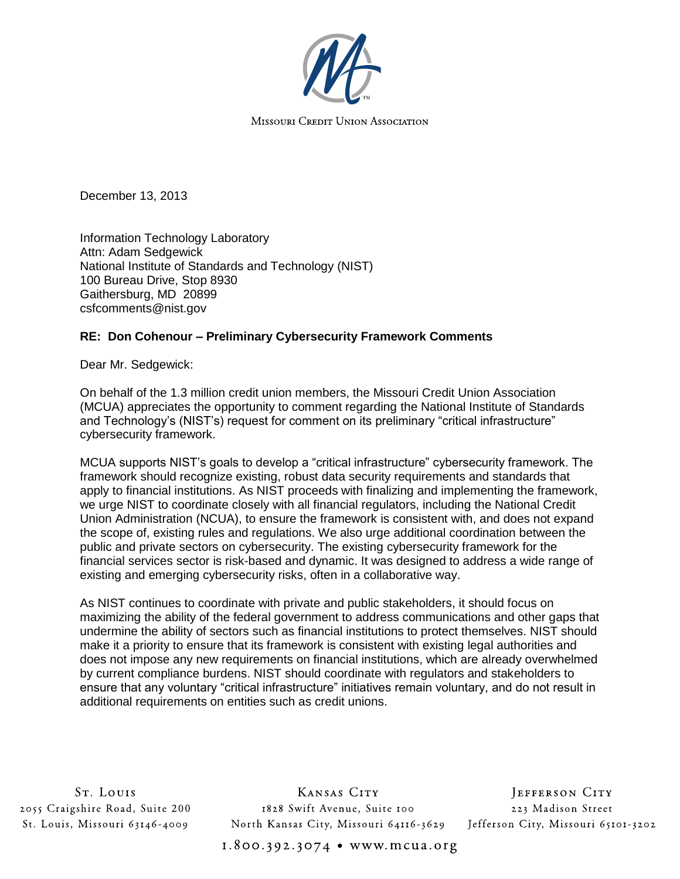Missouri Credit Union Association

December 13, 2013

Information Technology Laboratory
Attn: Adam Sedgewick
National Institute of Standards and Technology (NIST)
100 Bureau Drive, Stop 8930
Gaithersburg, MD 20899
csfcomments@nist.gov

**RE: Don Cohenour – Preliminary Cybersecurity Framework Comments**

Dear Mr. Sedgewick:

On behalf of the 1.3 million credit union members, the Missouri Credit Union Association (MCUA) appreciates the opportunity to comment regarding the National Institute of Standards and Technology's (NIST's) request for comment on its preliminary "critical infrastructure" cybersecurity framework.

MCUA supports NIST's goals to develop a "critical infrastructure" cybersecurity framework. The framework should recognize existing, robust data security requirements and standards that apply to financial institutions. As NIST proceeds with finalizing and implementing the framework, we urge NIST to coordinate closely with all financial regulators, including the National Credit Union Administration (NCUA), to ensure the framework is consistent with, and does not expand the scope of, existing rules and regulations. We also urge additional coordination between the public and private sectors on cybersecurity. The existing cybersecurity framework for the financial services sector is risk-based and dynamic. It was designed to address a wide range of existing and emerging cybersecurity risks, often in a collaborative way.

As NIST continues to coordinate with private and public stakeholders, it should focus on maximizing the ability of the federal government to address communications and other gaps that undermine the ability of sectors such as financial institutions to protect themselves. NIST should make it a priority to ensure that its framework is consistent with existing legal authorities and does not impose any new requirements on financial institutions, which are already overwhelmed by current compliance burdens. NIST should coordinate with regulators and stakeholders to ensure that any voluntary "critical infrastructure" initiatives remain voluntary, and do not result in additional requirements on entities such as credit unions.

St. Louis
2055 Craigshire Road, Suite 200
St. Louis, Missouri 63146-4009

Kansas City
1828 Swift Avenue, Suite 100
North Kansas City, Missouri 64116-3629

Jefferson City
223 Madison Street
Jefferson City, Missouri 65101-3202

1.800.392.3074 • www.mcua.org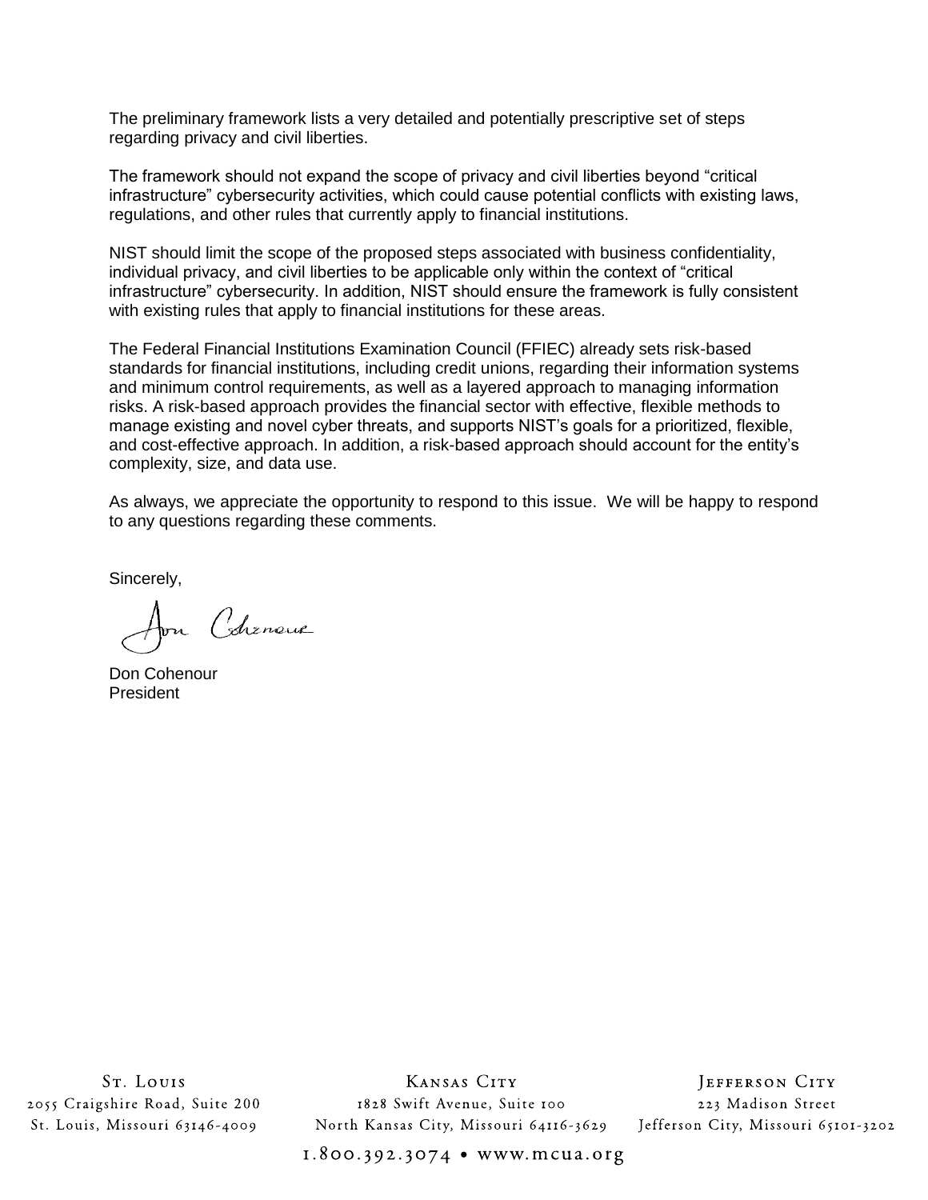The preliminary framework lists a very detailed and potentially prescriptive set of steps regarding privacy and civil liberties.

The framework should not expand the scope of privacy and civil liberties beyond "critical infrastructure" cybersecurity activities, which could cause potential conflicts with existing laws, regulations, and other rules that currently apply to financial institutions.

NIST should limit the scope of the proposed steps associated with business confidentiality, individual privacy, and civil liberties to be applicable only within the context of "critical infrastructure" cybersecurity. In addition, NIST should ensure the framework is fully consistent with existing rules that apply to financial institutions for these areas.

The Federal Financial Institutions Examination Council (FFIEC) already sets risk-based standards for financial institutions, including credit unions, regarding their information systems and minimum control requirements, as well as a layered approach to managing information risks. A risk-based approach provides the financial sector with effective, flexible methods to manage existing and novel cyber threats, and supports NIST's goals for a prioritized, flexible, and cost-effective approach. In addition, a risk-based approach should account for the entity's complexity, size, and data use.

As always, we appreciate the opportunity to respond to this issue. We will be happy to respond to any questions regarding these comments.

Sincerely,

Don Cohenour

Don Cohenour
President

St. Louis
2055 Craigshire Road, Suite 200
St. Louis, Missouri 63146-4009

Kansas City
1828 Swift Avenue, Suite 100
North Kansas City, Missouri 64116-3629

Jefferson City
223 Madison Street
Jefferson City, Missouri 65101-3202

1.800.392.3074 • www.mcua.org